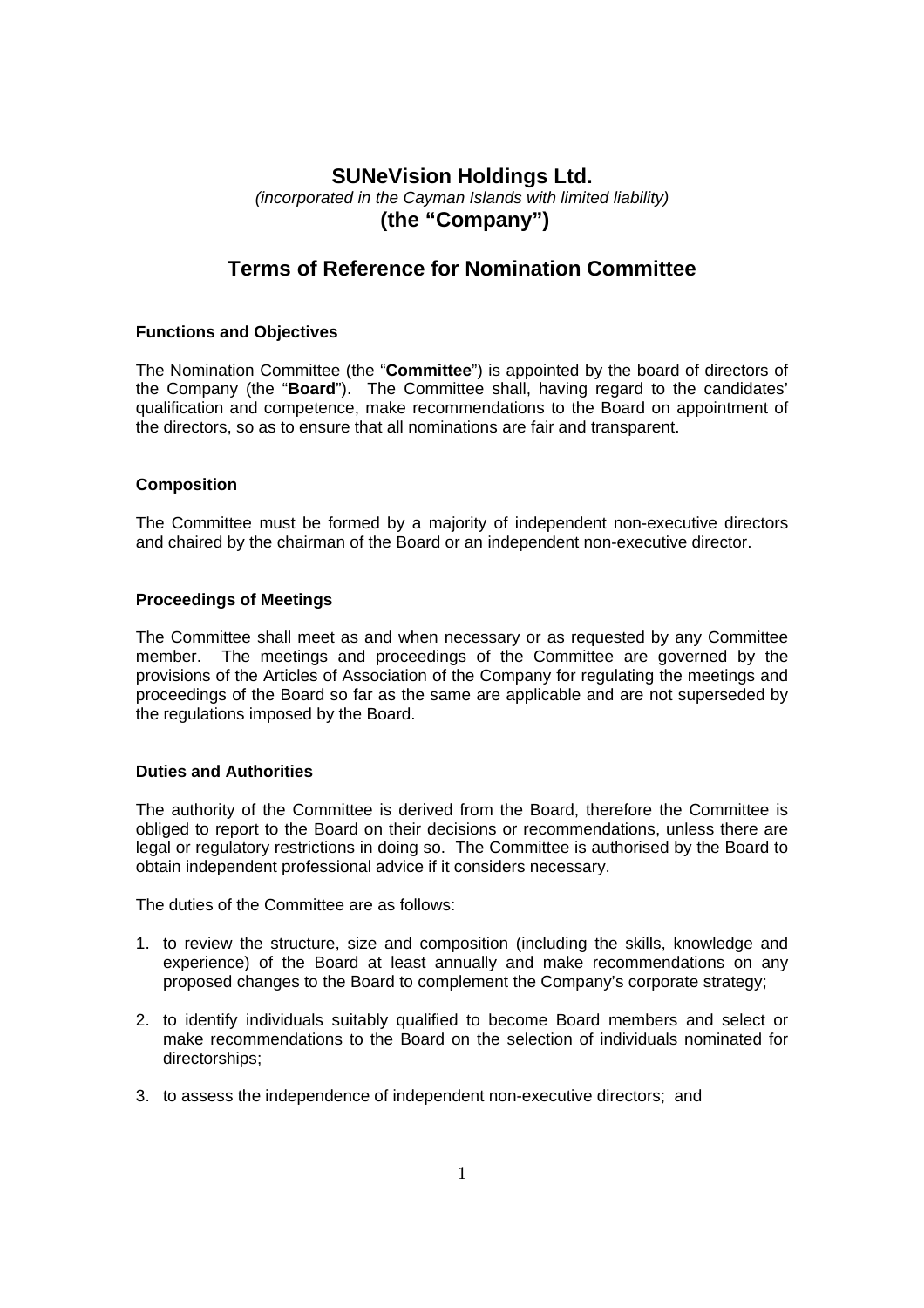# SUNeVision Holdings Ltd.

*(incorporated in the Cayman Islands with limited liability)*

**(the "Company")**

## Terms of Reference for Nomination Committee

### Functions and Objectives

The Nomination Committee (the "**Committee**") is appointed by the board of directors of the Company (the "**Board**"). The Committee shall, having regard to the candidates' qualification and competence, make recommendations to the Board on appointment of the directors, so as to ensure that all nominations are fair and transparent.

### Composition

The Committee must be formed by a majority of independent non-executive directors and chaired by the chairman of the Board or an independent non-executive director.

### Proceedings of Meetings

The Committee shall meet as and when necessary or as requested by any Committee member. The meetings and proceedings of the Committee are governed by the provisions of the Articles of Association of the Company for regulating the meetings and proceedings of the Board so far as the same are applicable and are not superseded by the regulations imposed by the Board.

### Duties and Authorities

The authority of the Committee is derived from the Board, therefore the Committee is obliged to report to the Board on their decisions or recommendations, unless there are legal or regulatory restrictions in doing so. The Committee is authorised by the Board to obtain independent professional advice if it considers necessary.

The duties of the Committee are as follows:

1. to review the structure, size and composition (including the skills, knowledge and experience) of the Board at least annually and make recommendations on any proposed changes to the Board to complement the Company's corporate strategy;

2. to identify individuals suitably qualified to become Board members and select or make recommendations to the Board on the selection of individuals nominated for directorships;

3. to assess the independence of independent non-executive directors; and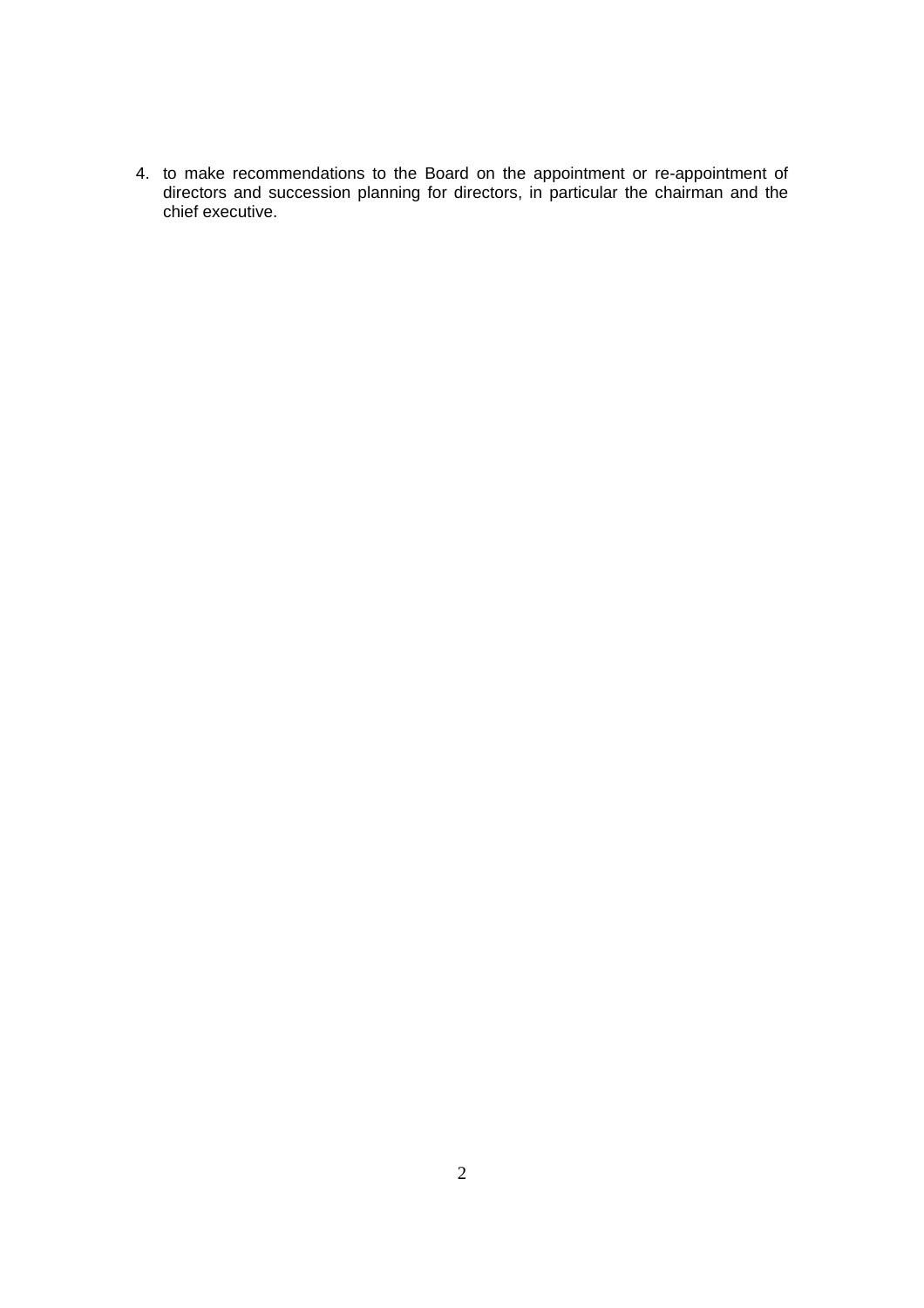4. to make recommendations to the Board on the appointment or re-appointment of directors and succession planning for directors, in particular the chairman and the chief executive.